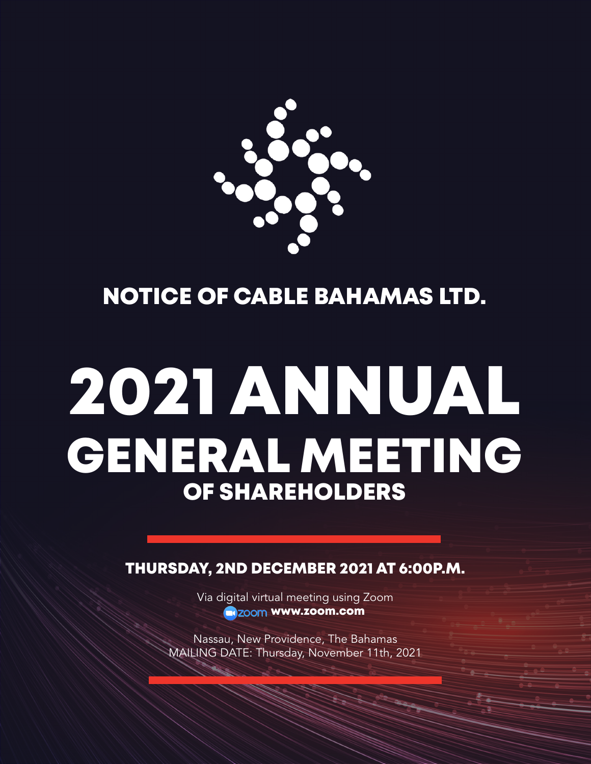## NOTICE OF CABLE BAHAMAS LTD.

# 2021 ANNUAL GENERAL MEETING

## OF SHAREHOLDERS

**THURSDAY, 2ND DECEMBER 2021 AT 6:00P.M.**

Via digital virtual meeting using Zoom

zoom **www.zoom.com**

Nassau, New Providence, The Bahamas

MAILING DATE: Thursday, November 11th, 2021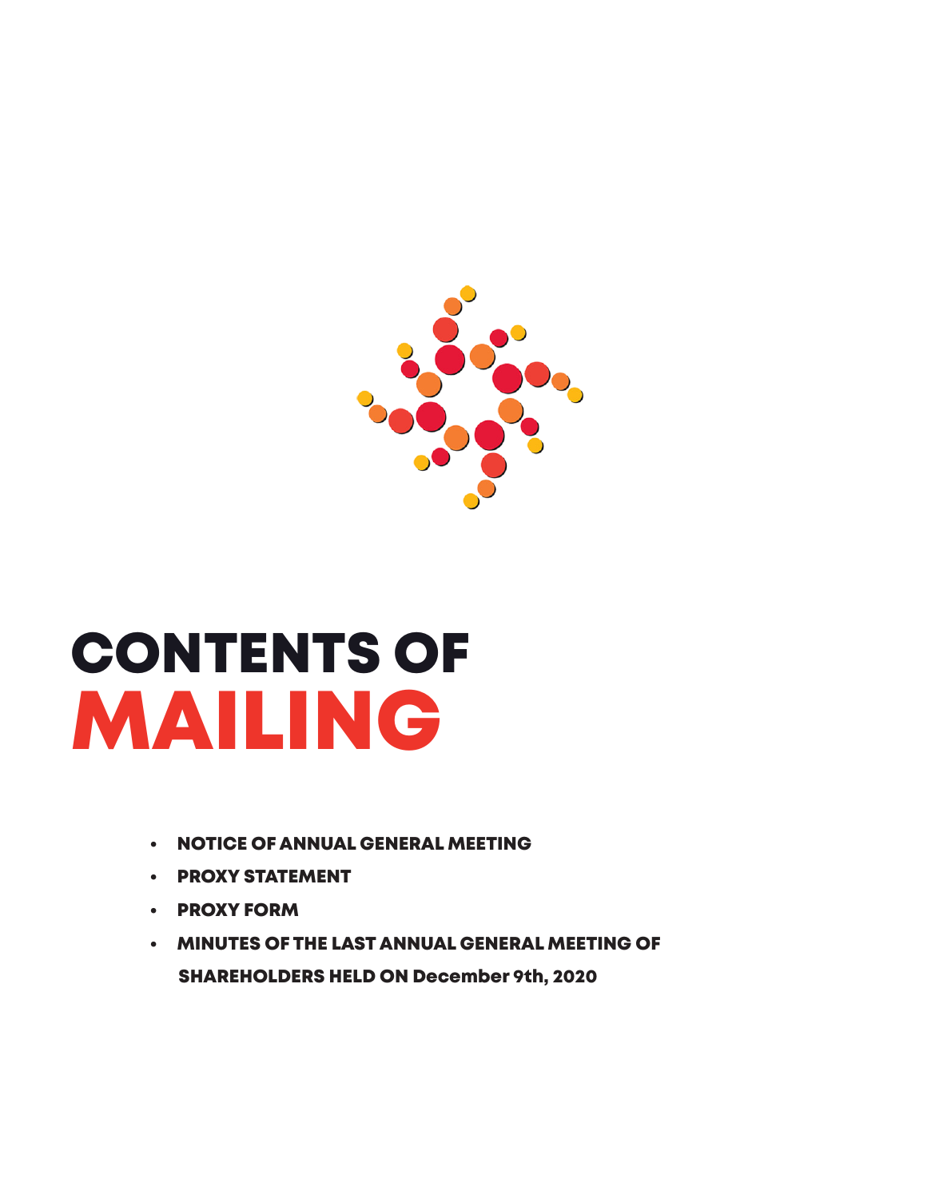# CONTENTS OF MAILING

- NOTICE OF ANNUAL GENERAL MEETING
- PROXY STATEMENT
- PROXY FORM
- MINUTES OF THE LAST ANNUAL GENERAL MEETING OF SHAREHOLDERS HELD ON December 9th, 2020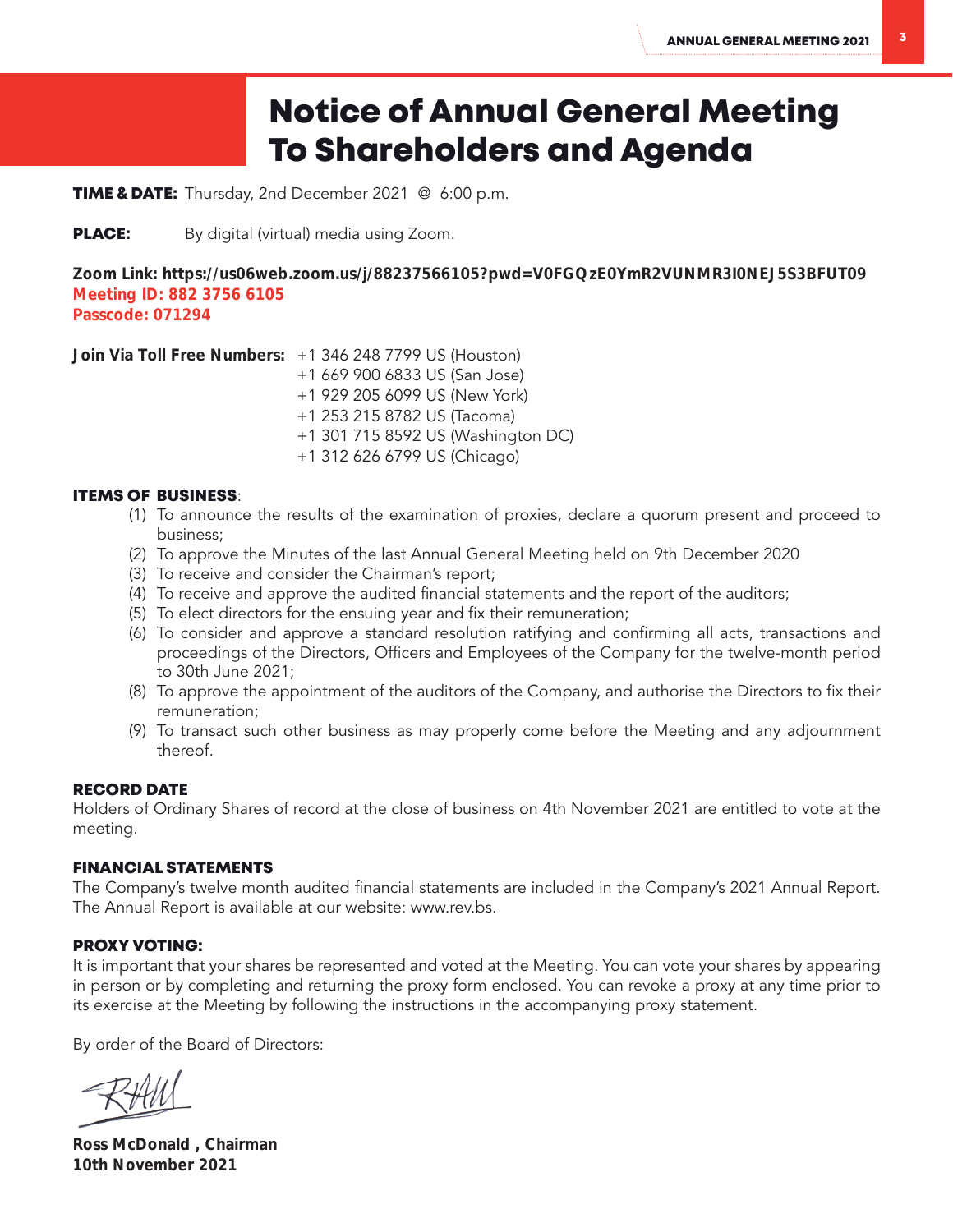# Notice of Annual General Meeting To Shareholders and Agenda

**TIME & DATE:** Thursday, 2nd December 2021 @ 6:00 p.m.

**PLACE:** By digital (virtual) media using Zoom.

**Zoom Link: https://us06web.zoom.us/j/88237566105?pwd=V0FGQzE0YmR2VUNMR3I0NEJ5S3BFUT09**
**Meeting ID: 882 3756 6105**
**Passcode: 071294**

**Join Via Toll Free Numbers:** +1 346 248 7799 US (Houston)
+1 669 900 6833 US (San Jose)
+1 929 205 6099 US (New York)
+1 253 215 8782 US (Tacoma)
+1 301 715 8592 US (Washington DC)
+1 312 626 6799 US (Chicago)

**ITEMS OF BUSINESS**:

(1) To announce the results of the examination of proxies, declare a quorum present and proceed to business;
(2) To approve the Minutes of the last Annual General Meeting held on 9th December 2020
(3) To receive and consider the Chairman's report;
(4) To receive and approve the audited financial statements and the report of the auditors;
(5) To elect directors for the ensuing year and fix their remuneration;
(6) To consider and approve a standard resolution ratifying and confirming all acts, transactions and proceedings of the Directors, Officers and Employees of the Company for the twelve-month period to 30th June 2021;
(8) To approve the appointment of the auditors of the Company, and authorise the Directors to fix their remuneration;
(9) To transact such other business as may properly come before the Meeting and any adjournment thereof.

**RECORD DATE**

Holders of Ordinary Shares of record at the close of business on 4th November 2021 are entitled to vote at the meeting.

**FINANCIAL STATEMENTS**

The Company's twelve month audited financial statements are included in the Company's 2021 Annual Report. The Annual Report is available at our website: www.rev.bs.

**PROXY VOTING:**

It is important that your shares be represented and voted at the Meeting. You can vote your shares by appearing in person or by completing and returning the proxy form enclosed. You can revoke a proxy at any time prior to its exercise at the Meeting by following the instructions in the accompanying proxy statement.

By order of the Board of Directors:

**Ross McDonald , Chairman**
**10th November 2021**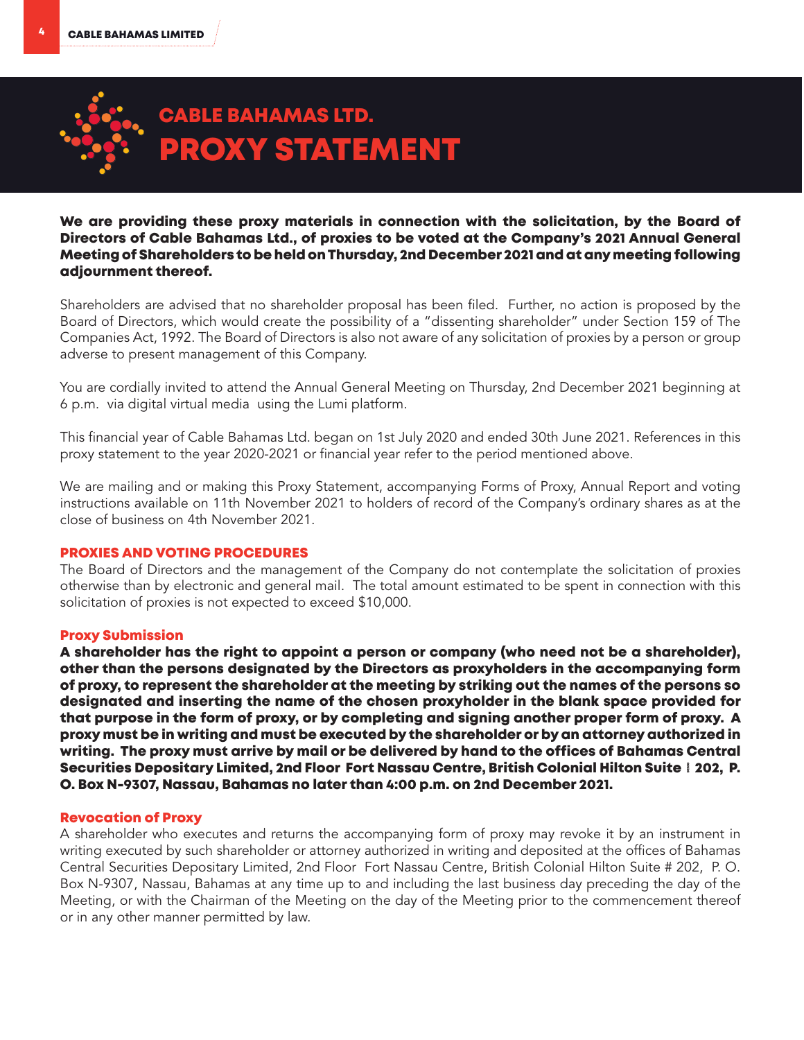# CABLE BAHAMAS LTD.
# PROXY STATEMENT

**We are providing these proxy materials in connection with the solicitation, by the Board of Directors of Cable Bahamas Ltd., of proxies to be voted at the Company's 2021 Annual General Meeting of Shareholders to be held on Thursday, 2nd December 2021 and at any meeting following adjournment thereof.**

Shareholders are advised that no shareholder proposal has been filed. Further, no action is proposed by the Board of Directors, which would create the possibility of a "dissenting shareholder" under Section 159 of The Companies Act, 1992. The Board of Directors is also not aware of any solicitation of proxies by a person or group adverse to present management of this Company.

You are cordially invited to attend the Annual General Meeting on Thursday, 2nd December 2021 beginning at 6 p.m. via digital virtual media using the Lumi platform.

This financial year of Cable Bahamas Ltd. began on 1st July 2020 and ended 30th June 2021. References in this proxy statement to the year 2020-2021 or financial year refer to the period mentioned above.

We are mailing and or making this Proxy Statement, accompanying Forms of Proxy, Annual Report and voting instructions available on 11th November 2021 to holders of record of the Company's ordinary shares as at the close of business on 4th November 2021.

## PROXIES AND VOTING PROCEDURES

The Board of Directors and the management of the Company do not contemplate the solicitation of proxies otherwise than by electronic and general mail. The total amount estimated to be spent in connection with this solicitation of proxies is not expected to exceed $10,000.

### Proxy Submission

**A shareholder has the right to appoint a person or company (who need not be a shareholder), other than the persons designated by the Directors as proxyholders in the accompanying form of proxy, to represent the shareholder at the meeting by striking out the names of the persons so designated and inserting the name of the chosen proxyholder in the blank space provided for that purpose in the form of proxy, or by completing and signing another proper form of proxy. A proxy must be in writing and must be executed by the shareholder or by an attorney authorized in writing. The proxy must arrive by mail or be delivered by hand to the offices of Bahamas Central Securities Depositary Limited, 2nd Floor Fort Nassau Centre, British Colonial Hilton Suite # 202, P. O. Box N-9307, Nassau, Bahamas no later than 4:00 p.m. on 2nd December 2021.**

### Revocation of Proxy

A shareholder who executes and returns the accompanying form of proxy may revoke it by an instrument in writing executed by such shareholder or attorney authorized in writing and deposited at the offices of Bahamas Central Securities Depositary Limited, 2nd Floor Fort Nassau Centre, British Colonial Hilton Suite # 202, P. O. Box N-9307, Nassau, Bahamas at any time up to and including the last business day preceding the day of the Meeting, or with the Chairman of the Meeting on the day of the Meeting prior to the commencement thereof or in any other manner permitted by law.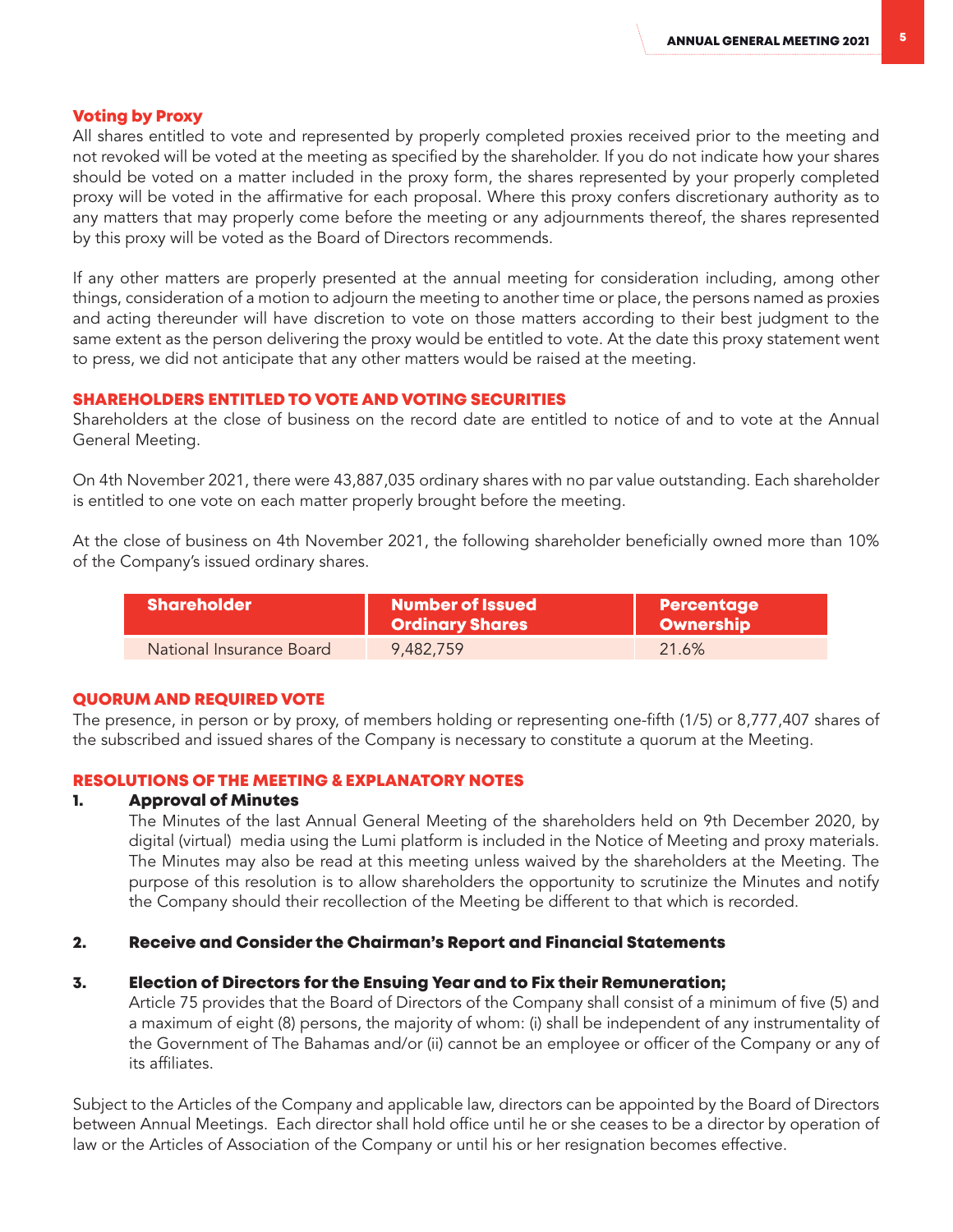## Voting by Proxy

All shares entitled to vote and represented by properly completed proxies received prior to the meeting and not revoked will be voted at the meeting as specified by the shareholder. If you do not indicate how your shares should be voted on a matter included in the proxy form, the shares represented by your properly completed proxy will be voted in the affirmative for each proposal. Where this proxy confers discretionary authority as to any matters that may properly come before the meeting or any adjournments thereof, the shares represented by this proxy will be voted as the Board of Directors recommends.

If any other matters are properly presented at the annual meeting for consideration including, among other things, consideration of a motion to adjourn the meeting to another time or place, the persons named as proxies and acting thereunder will have discretion to vote on those matters according to their best judgment to the same extent as the person delivering the proxy would be entitled to vote. At the date this proxy statement went to press, we did not anticipate that any other matters would be raised at the meeting.

## SHAREHOLDERS ENTITLED TO VOTE AND VOTING SECURITIES

Shareholders at the close of business on the record date are entitled to notice of and to vote at the Annual General Meeting.

On 4th November 2021, there were 43,887,035 ordinary shares with no par value outstanding. Each shareholder is entitled to one vote on each matter properly brought before the meeting.

At the close of business on 4th November 2021, the following shareholder beneficially owned more than 10% of the Company's issued ordinary shares.

| Shareholder | Number of Issued Ordinary Shares | Percentage Ownership |
|---|---|---|
| National Insurance Board | 9,482,759 | 21.6% |

## QUORUM AND REQUIRED VOTE

The presence, in person or by proxy, of members holding or representing one-fifth (1/5) or 8,777,407 shares of the subscribed and issued shares of the Company is necessary to constitute a quorum at the Meeting.

## RESOLUTIONS OF THE MEETING & EXPLANATORY NOTES

### 1. Approval of Minutes

The Minutes of the last Annual General Meeting of the shareholders held on 9th December 2020, by digital (virtual) media using the Lumi platform is included in the Notice of Meeting and proxy materials. The Minutes may also be read at this meeting unless waived by the shareholders at the Meeting. The purpose of this resolution is to allow shareholders the opportunity to scrutinize the Minutes and notify the Company should their recollection of the Meeting be different to that which is recorded.

### 2. Receive and Consider the Chairman's Report and Financial Statements

### 3. Election of Directors for the Ensuing Year and to Fix their Remuneration;

Article 75 provides that the Board of Directors of the Company shall consist of a minimum of five (5) and a maximum of eight (8) persons, the majority of whom: (i) shall be independent of any instrumentality of the Government of The Bahamas and/or (ii) cannot be an employee or officer of the Company or any of its affiliates.

Subject to the Articles of the Company and applicable law, directors can be appointed by the Board of Directors between Annual Meetings. Each director shall hold office until he or she ceases to be a director by operation of law or the Articles of Association of the Company or until his or her resignation becomes effective.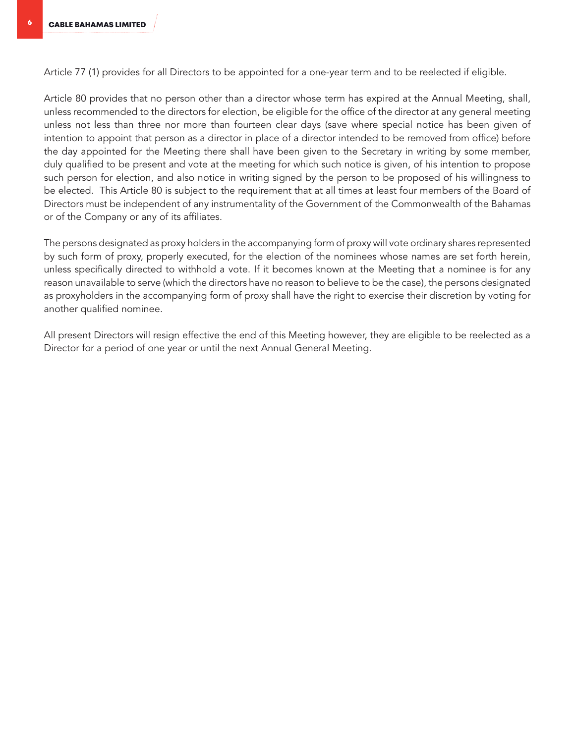Article 77 (1) provides for all Directors to be appointed for a one-year term and to be reelected if eligible.

Article 80 provides that no person other than a director whose term has expired at the Annual Meeting, shall, unless recommended to the directors for election, be eligible for the office of the director at any general meeting unless not less than three nor more than fourteen clear days (save where special notice has been given of intention to appoint that person as a director in place of a director intended to be removed from office) before the day appointed for the Meeting there shall have been given to the Secretary in writing by some member, duly qualified to be present and vote at the meeting for which such notice is given, of his intention to propose such person for election, and also notice in writing signed by the person to be proposed of his willingness to be elected. This Article 80 is subject to the requirement that at all times at least four members of the Board of Directors must be independent of any instrumentality of the Government of the Commonwealth of the Bahamas or of the Company or any of its affiliates.

The persons designated as proxy holders in the accompanying form of proxy will vote ordinary shares represented by such form of proxy, properly executed, for the election of the nominees whose names are set forth herein, unless specifically directed to withhold a vote. If it becomes known at the Meeting that a nominee is for any reason unavailable to serve (which the directors have no reason to believe to be the case), the persons designated as proxyholders in the accompanying form of proxy shall have the right to exercise their discretion by voting for another qualified nominee.

All present Directors will resign effective the end of this Meeting however, they are eligible to be reelected as a Director for a period of one year or until the next Annual General Meeting.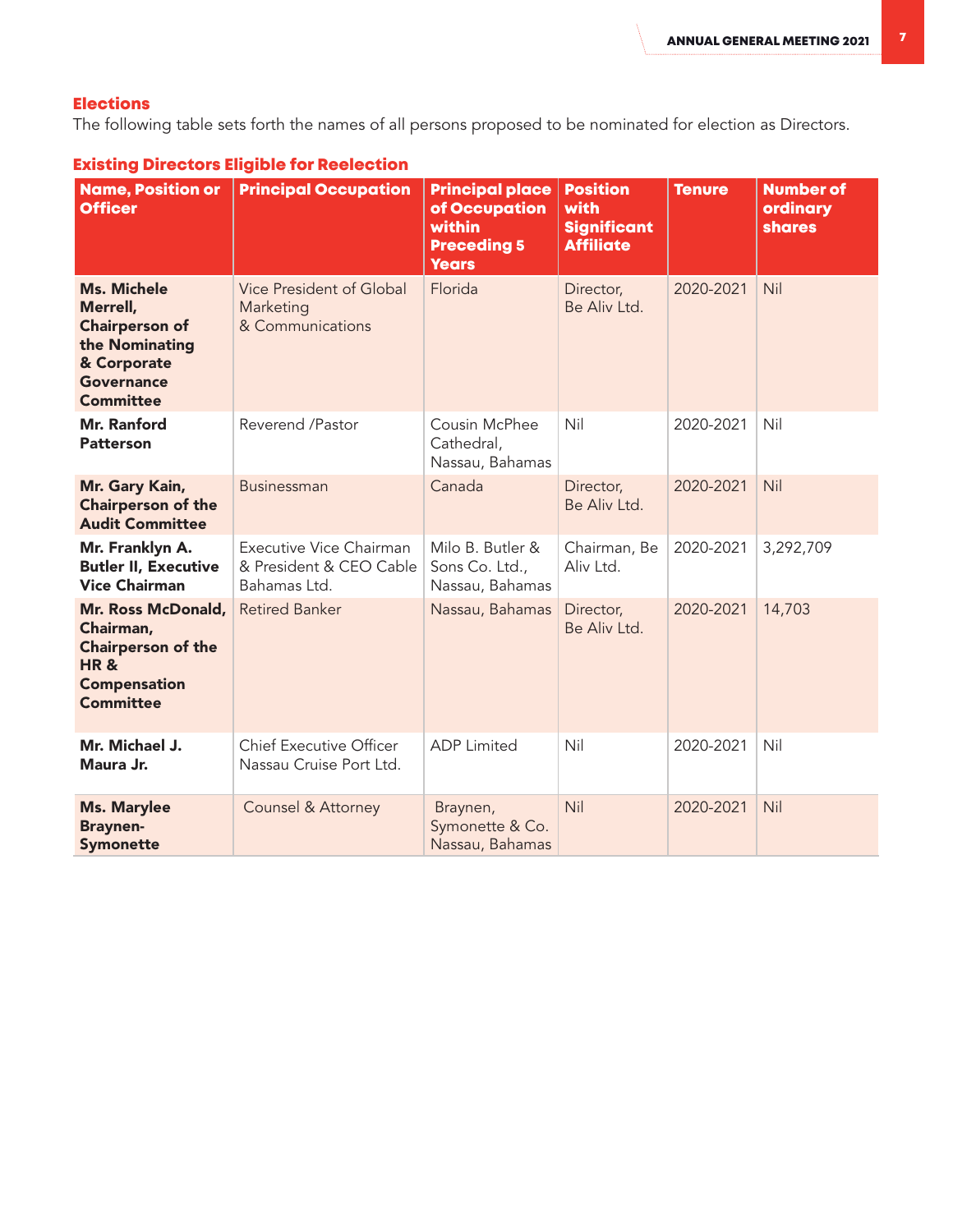## Elections

The following table sets forth the names of all persons proposed to be nominated for election as Directors.

### Existing Directors Eligible for Reelection

| Name, Position or Officer | Principal Occupation | Principal place of Occupation within Preceding 5 Years | Position with Significant Affiliate | Tenure | Number of ordinary shares |
|---|---|---|---|---|---|
| **Ms. Michele Merrell, Chairperson of the Nominating & Corporate Governance Committee** | Vice President of Global Marketing & Communications | Florida | Director, Be Aliv Ltd. | 2020-2021 | Nil |
| **Mr. Ranford Patterson** | Reverend /Pastor | Cousin McPhee Cathedral, Nassau, Bahamas | Nil | 2020-2021 | Nil |
| **Mr. Gary Kain, Chairperson of the Audit Committee** | Businessman | Canada | Director, Be Aliv Ltd. | 2020-2021 | Nil |
| **Mr. Franklyn A. Butler II, Executive Vice Chairman** | Executive Vice Chairman & President & CEO Cable Bahamas Ltd. | Milo B. Butler & Sons Co. Ltd., Nassau, Bahamas | Chairman, Be Aliv Ltd. | 2020-2021 | 3,292,709 |
| **Mr. Ross McDonald, Chairman, Chairperson of the HR & Compensation Committee** | Retired Banker | Nassau, Bahamas | Director, Be Aliv Ltd. | 2020-2021 | 14,703 |
| **Mr. Michael J. Maura Jr.** | Chief Executive Officer Nassau Cruise Port Ltd. | ADP Limited | Nil | 2020-2021 | Nil |
| **Ms. Marylee Braynen-Symonette** | Counsel & Attorney | Braynen, Symonette & Co. Nassau, Bahamas | Nil | 2020-2021 | Nil |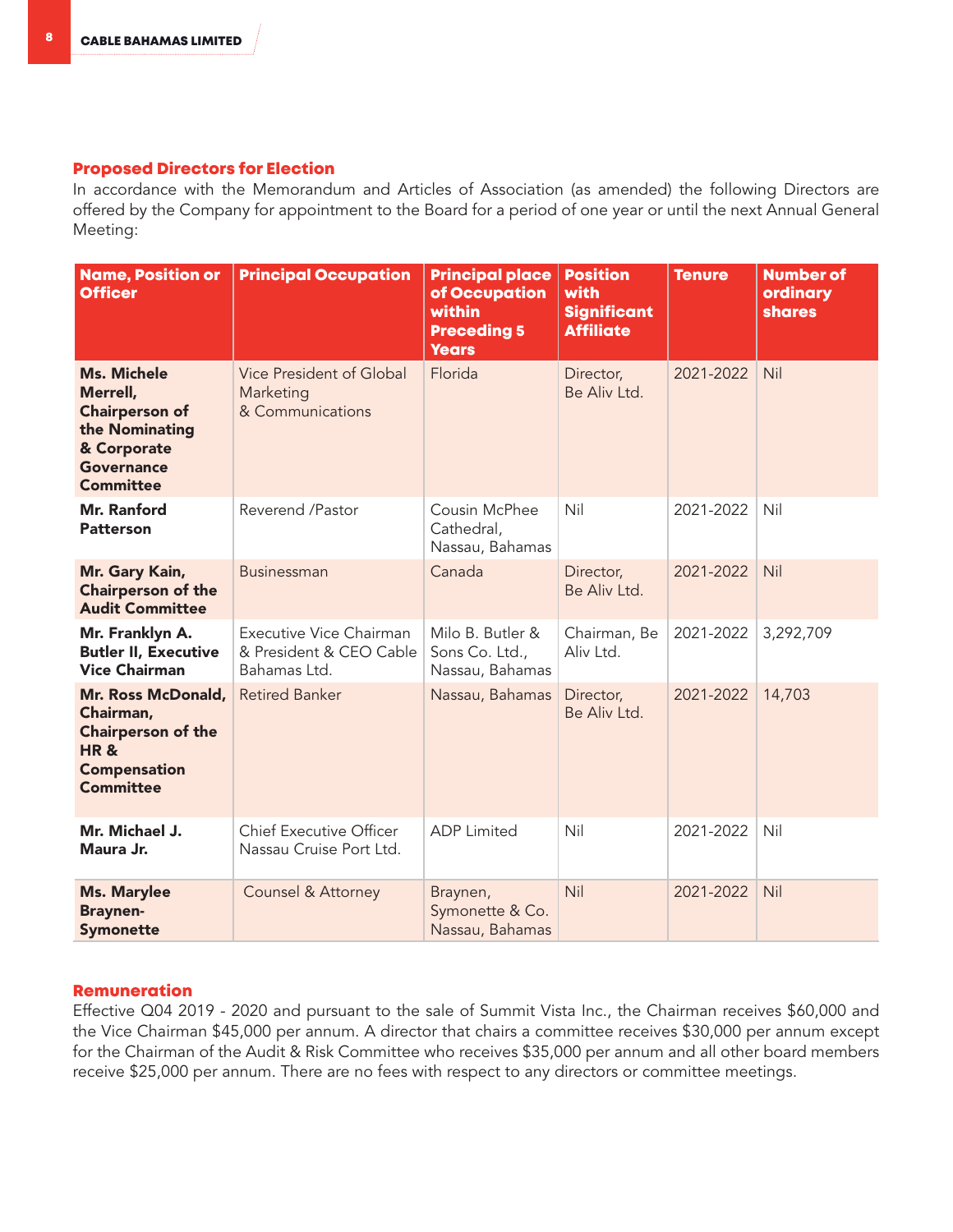## Proposed Directors for Election

In accordance with the Memorandum and Articles of Association (as amended) the following Directors are offered by the Company for appointment to the Board for a period of one year or until the next Annual General Meeting:

| Name, Position or Officer | Principal Occupation | Principal place of Occupation within Preceding 5 Years | Position with Significant Affiliate | Tenure | Number of ordinary shares |
|---|---|---|---|---|---|
| **Ms. Michele Merrell, Chairperson of the Nominating & Corporate Governance Committee** | Vice President of Global Marketing & Communications | Florida | Director, Be Aliv Ltd. | 2021-2022 | Nil |
| **Mr. Ranford Patterson** | Reverend /Pastor | Cousin McPhee Cathedral, Nassau, Bahamas | Nil | 2021-2022 | Nil |
| **Mr. Gary Kain, Chairperson of the Audit Committee** | Businessman | Canada | Director, Be Aliv Ltd. | 2021-2022 | Nil |
| **Mr. Franklyn A. Butler II, Executive Vice Chairman** | Executive Vice Chairman & President & CEO Cable Bahamas Ltd. | Milo B. Butler & Sons Co. Ltd., Nassau, Bahamas | Chairman, Be Aliv Ltd. | 2021-2022 | 3,292,709 |
| **Mr. Ross McDonald, Chairman, Chairperson of the HR & Compensation Committee** | Retired Banker | Nassau, Bahamas | Director, Be Aliv Ltd. | 2021-2022 | 14,703 |
| **Mr. Michael J. Maura Jr.** | Chief Executive Officer Nassau Cruise Port Ltd. | ADP Limited | Nil | 2021-2022 | Nil |
| **Ms. Marylee Braynen-Symonette** | Counsel & Attorney | Braynen, Symonette & Co. Nassau, Bahamas | Nil | 2021-2022 | Nil |

## Remuneration

Effective Q04 2019 - 2020 and pursuant to the sale of Summit Vista Inc., the Chairman receives $60,000 and the Vice Chairman $45,000 per annum. A director that chairs a committee receives $30,000 per annum except for the Chairman of the Audit & Risk Committee who receives $35,000 per annum and all other board members receive $25,000 per annum. There are no fees with respect to any directors or committee meetings.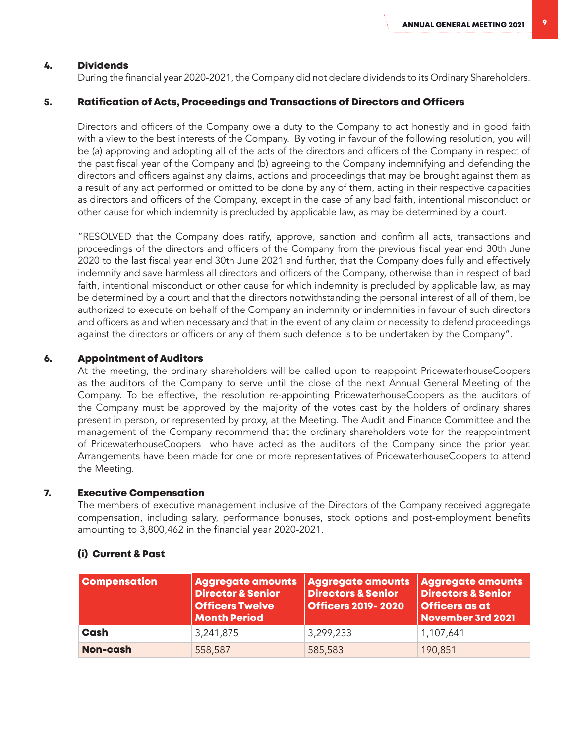## 4. Dividends

During the financial year 2020-2021, the Company did not declare dividends to its Ordinary Shareholders.

## 5. Ratification of Acts, Proceedings and Transactions of Directors and Officers

Directors and officers of the Company owe a duty to the Company to act honestly and in good faith with a view to the best interests of the Company. By voting in favour of the following resolution, you will be (a) approving and adopting all of the acts of the directors and officers of the Company in respect of the past fiscal year of the Company and (b) agreeing to the Company indemnifying and defending the directors and officers against any claims, actions and proceedings that may be brought against them as a result of any act performed or omitted to be done by any of them, acting in their respective capacities as directors and officers of the Company, except in the case of any bad faith, intentional misconduct or other cause for which indemnity is precluded by applicable law, as may be determined by a court.

"RESOLVED that the Company does ratify, approve, sanction and confirm all acts, transactions and proceedings of the directors and officers of the Company from the previous fiscal year end 30th June 2020 to the last fiscal year end 30th June 2021 and further, that the Company does fully and effectively indemnify and save harmless all directors and officers of the Company, otherwise than in respect of bad faith, intentional misconduct or other cause for which indemnity is precluded by applicable law, as may be determined by a court and that the directors notwithstanding the personal interest of all of them, be authorized to execute on behalf of the Company an indemnity or indemnities in favour of such directors and officers as and when necessary and that in the event of any claim or necessity to defend proceedings against the directors or officers or any of them such defence is to be undertaken by the Company".

## 6. Appointment of Auditors

At the meeting, the ordinary shareholders will be called upon to reappoint PricewaterhouseCoopers as the auditors of the Company to serve until the close of the next Annual General Meeting of the Company. To be effective, the resolution re-appointing PricewaterhouseCoopers as the auditors of the Company must be approved by the majority of the votes cast by the holders of ordinary shares present in person, or represented by proxy, at the Meeting. The Audit and Finance Committee and the management of the Company recommend that the ordinary shareholders vote for the reappointment of PricewaterhouseCoopers who have acted as the auditors of the Company since the prior year. Arrangements have been made for one or more representatives of PricewaterhouseCoopers to attend the Meeting.

## 7. Executive Compensation

The members of executive management inclusive of the Directors of the Company received aggregate compensation, including salary, performance bonuses, stock options and post-employment benefits amounting to 3,800,462 in the financial year 2020-2021.

### (i) Current & Past

| Compensation | Aggregate amounts Director & Senior Officers Twelve Month Period | Aggregate amounts Directors & Senior Officers 2019- 2020 | Aggregate amounts Directors & Senior Officers as at November 3rd 2021 |
|---|---|---|---|
| **Cash** | 3,241,875 | 3,299,233 | 1,107,641 |
| **Non-cash** | 558,587 | 585,583 | 190,851 |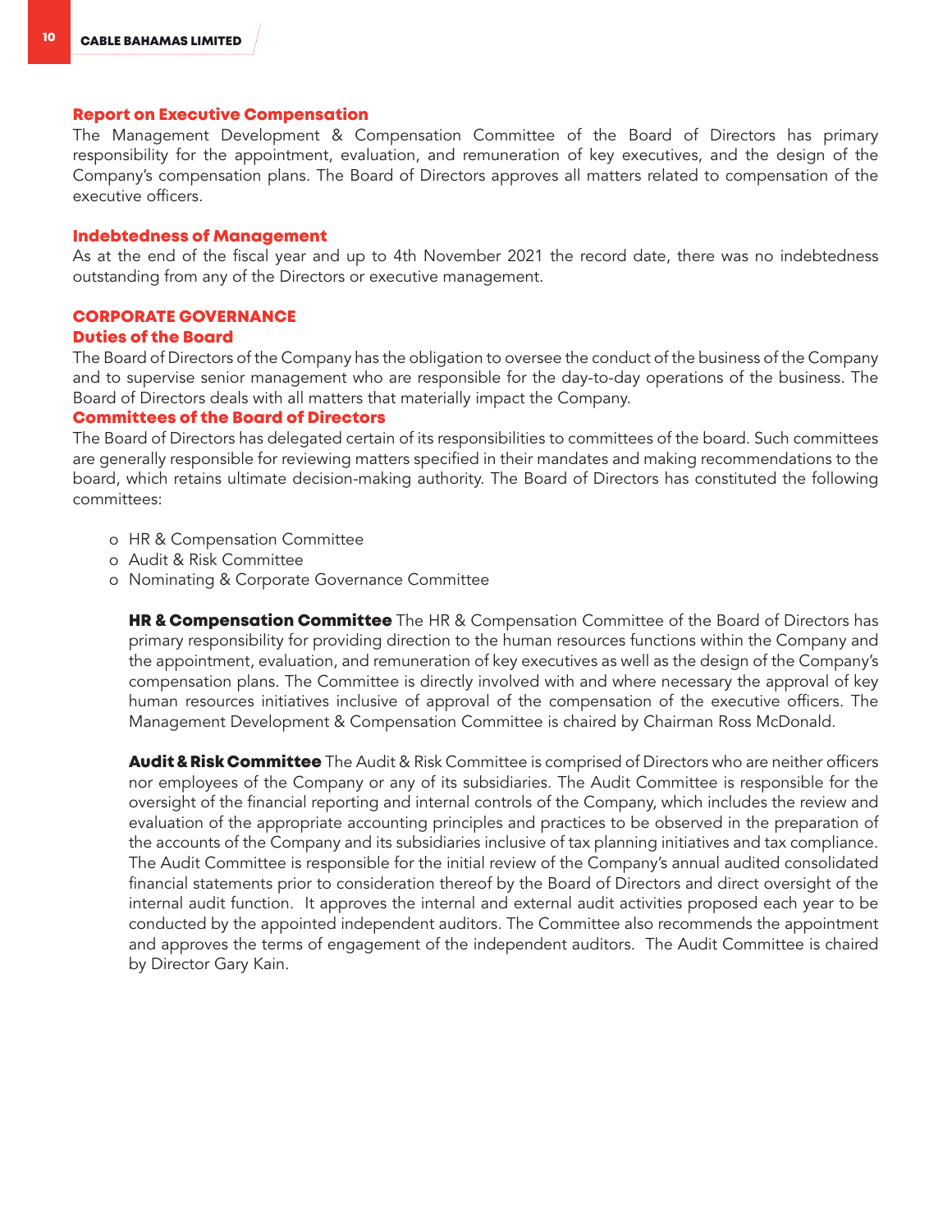## Report on Executive Compensation

The Management Development & Compensation Committee of the Board of Directors has primary responsibility for the appointment, evaluation, and remuneration of key executives, and the design of the Company's compensation plans. The Board of Directors approves all matters related to compensation of the executive officers.

## Indebtedness of Management

As at the end of the fiscal year and up to 4th November 2021 the record date, there was no indebtedness outstanding from any of the Directors or executive management.

# CORPORATE GOVERNANCE

## Duties of the Board

The Board of Directors of the Company has the obligation to oversee the conduct of the business of the Company and to supervise senior management who are responsible for the day-to-day operations of the business. The Board of Directors deals with all matters that materially impact the Company.

## Committees of the Board of Directors

The Board of Directors has delegated certain of its responsibilities to committees of the board. Such committees are generally responsible for reviewing matters specified in their mandates and making recommendations to the board, which retains ultimate decision-making authority. The Board of Directors has constituted the following committees:

- HR & Compensation Committee
- Audit & Risk Committee
- Nominating & Corporate Governance Committee

**HR & Compensation Committee** The HR & Compensation Committee of the Board of Directors has primary responsibility for providing direction to the human resources functions within the Company and the appointment, evaluation, and remuneration of key executives as well as the design of the Company's compensation plans. The Committee is directly involved with and where necessary the approval of key human resources initiatives inclusive of approval of the compensation of the executive officers. The Management Development & Compensation Committee is chaired by Chairman Ross McDonald.

**Audit & Risk Committee** The Audit & Risk Committee is comprised of Directors who are neither officers nor employees of the Company or any of its subsidiaries. The Audit Committee is responsible for the oversight of the financial reporting and internal controls of the Company, which includes the review and evaluation of the appropriate accounting principles and practices to be observed in the preparation of the accounts of the Company and its subsidiaries inclusive of tax planning initiatives and tax compliance. The Audit Committee is responsible for the initial review of the Company's annual audited consolidated financial statements prior to consideration thereof by the Board of Directors and direct oversight of the internal audit function. It approves the internal and external audit activities proposed each year to be conducted by the appointed independent auditors. The Committee also recommends the appointment and approves the terms of engagement of the independent auditors. The Audit Committee is chaired by Director Gary Kain.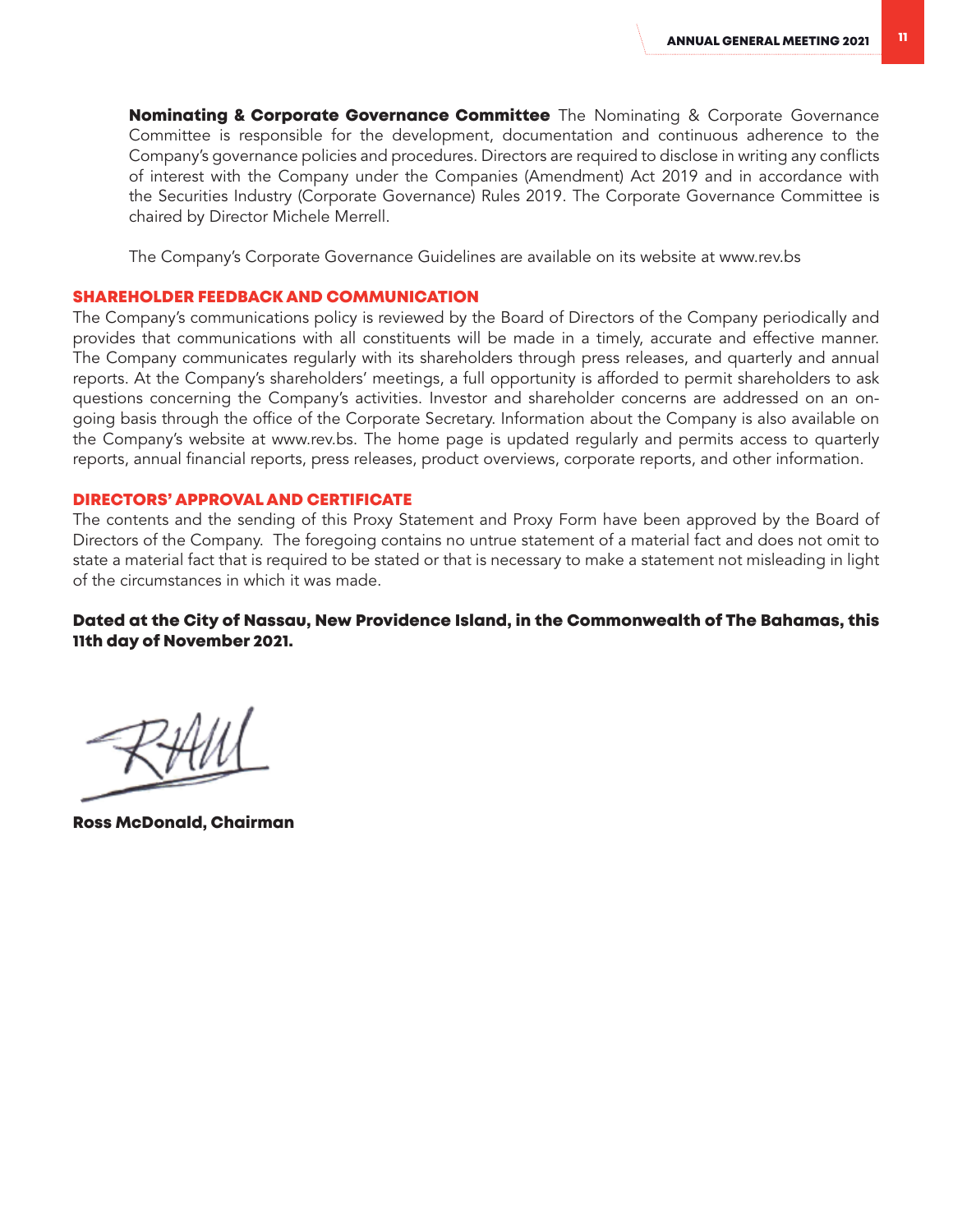**Nominating & Corporate Governance Committee** The Nominating & Corporate Governance Committee is responsible for the development, documentation and continuous adherence to the Company's governance policies and procedures. Directors are required to disclose in writing any conflicts of interest with the Company under the Companies (Amendment) Act 2019 and in accordance with the Securities Industry (Corporate Governance) Rules 2019. The Corporate Governance Committee is chaired by Director Michele Merrell.

The Company's Corporate Governance Guidelines are available on its website at www.rev.bs

## SHAREHOLDER FEEDBACK AND COMMUNICATION

The Company's communications policy is reviewed by the Board of Directors of the Company periodically and provides that communications with all constituents will be made in a timely, accurate and effective manner. The Company communicates regularly with its shareholders through press releases, and quarterly and annual reports. At the Company's shareholders' meetings, a full opportunity is afforded to permit shareholders to ask questions concerning the Company's activities. Investor and shareholder concerns are addressed on an on-going basis through the office of the Corporate Secretary. Information about the Company is also available on the Company's website at www.rev.bs. The home page is updated regularly and permits access to quarterly reports, annual financial reports, press releases, product overviews, corporate reports, and other information.

## DIRECTORS' APPROVAL AND CERTIFICATE

The contents and the sending of this Proxy Statement and Proxy Form have been approved by the Board of Directors of the Company. The foregoing contains no untrue statement of a material fact and does not omit to state a material fact that is required to be stated or that is necessary to make a statement not misleading in light of the circumstances in which it was made.

**Dated at the City of Nassau, New Providence Island, in the Commonwealth of The Bahamas, this 11th day of November 2021.**

**Ross McDonald, Chairman**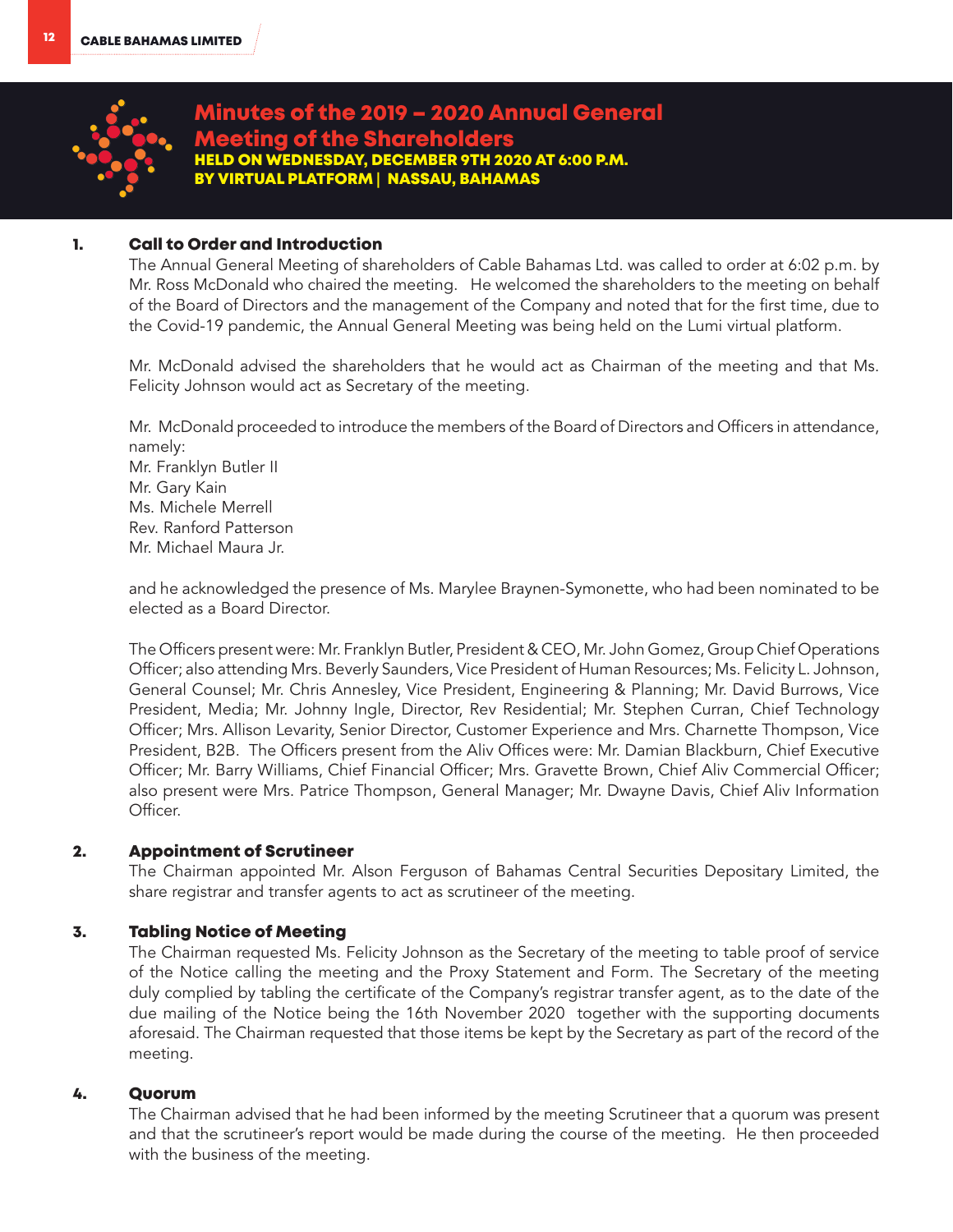# Minutes of the 2019 – 2020 Annual General Meeting of the Shareholders

**HELD ON WEDNESDAY, DECEMBER 9TH 2020 AT 6:00 P.M.**
**BY VIRTUAL PLATFORM | NASSAU, BAHAMAS**

## 1. Call to Order and Introduction

The Annual General Meeting of shareholders of Cable Bahamas Ltd. was called to order at 6:02 p.m. by Mr. Ross McDonald who chaired the meeting. He welcomed the shareholders to the meeting on behalf of the Board of Directors and the management of the Company and noted that for the first time, due to the Covid-19 pandemic, the Annual General Meeting was being held on the Lumi virtual platform.

Mr. McDonald advised the shareholders that he would act as Chairman of the meeting and that Ms. Felicity Johnson would act as Secretary of the meeting.

Mr. McDonald proceeded to introduce the members of the Board of Directors and Officers in attendance, namely:
Mr. Franklyn Butler II
Mr. Gary Kain
Ms. Michele Merrell
Rev. Ranford Patterson
Mr. Michael Maura Jr.

and he acknowledged the presence of Ms. Marylee Braynen-Symonette, who had been nominated to be elected as a Board Director.

The Officers present were: Mr. Franklyn Butler, President & CEO, Mr. John Gomez, Group Chief Operations Officer; also attending Mrs. Beverly Saunders, Vice President of Human Resources; Ms. Felicity L. Johnson, General Counsel; Mr. Chris Annesley, Vice President, Engineering & Planning; Mr. David Burrows, Vice President, Media; Mr. Johnny Ingle, Director, Rev Residential; Mr. Stephen Curran, Chief Technology Officer; Mrs. Allison Levarity, Senior Director, Customer Experience and Mrs. Charnette Thompson, Vice President, B2B. The Officers present from the Aliv Offices were: Mr. Damian Blackburn, Chief Executive Officer; Mr. Barry Williams, Chief Financial Officer; Mrs. Gravette Brown, Chief Aliv Commercial Officer; also present were Mrs. Patrice Thompson, General Manager; Mr. Dwayne Davis, Chief Aliv Information Officer.

## 2. Appointment of Scrutineer

The Chairman appointed Mr. Alson Ferguson of Bahamas Central Securities Depositary Limited, the share registrar and transfer agents to act as scrutineer of the meeting.

## 3. Tabling Notice of Meeting

The Chairman requested Ms. Felicity Johnson as the Secretary of the meeting to table proof of service of the Notice calling the meeting and the Proxy Statement and Form. The Secretary of the meeting duly complied by tabling the certificate of the Company's registrar transfer agent, as to the date of the due mailing of the Notice being the 16th November 2020 together with the supporting documents aforesaid. The Chairman requested that those items be kept by the Secretary as part of the record of the meeting.

## 4. Quorum

The Chairman advised that he had been informed by the meeting Scrutineer that a quorum was present and that the scrutineer's report would be made during the course of the meeting. He then proceeded with the business of the meeting.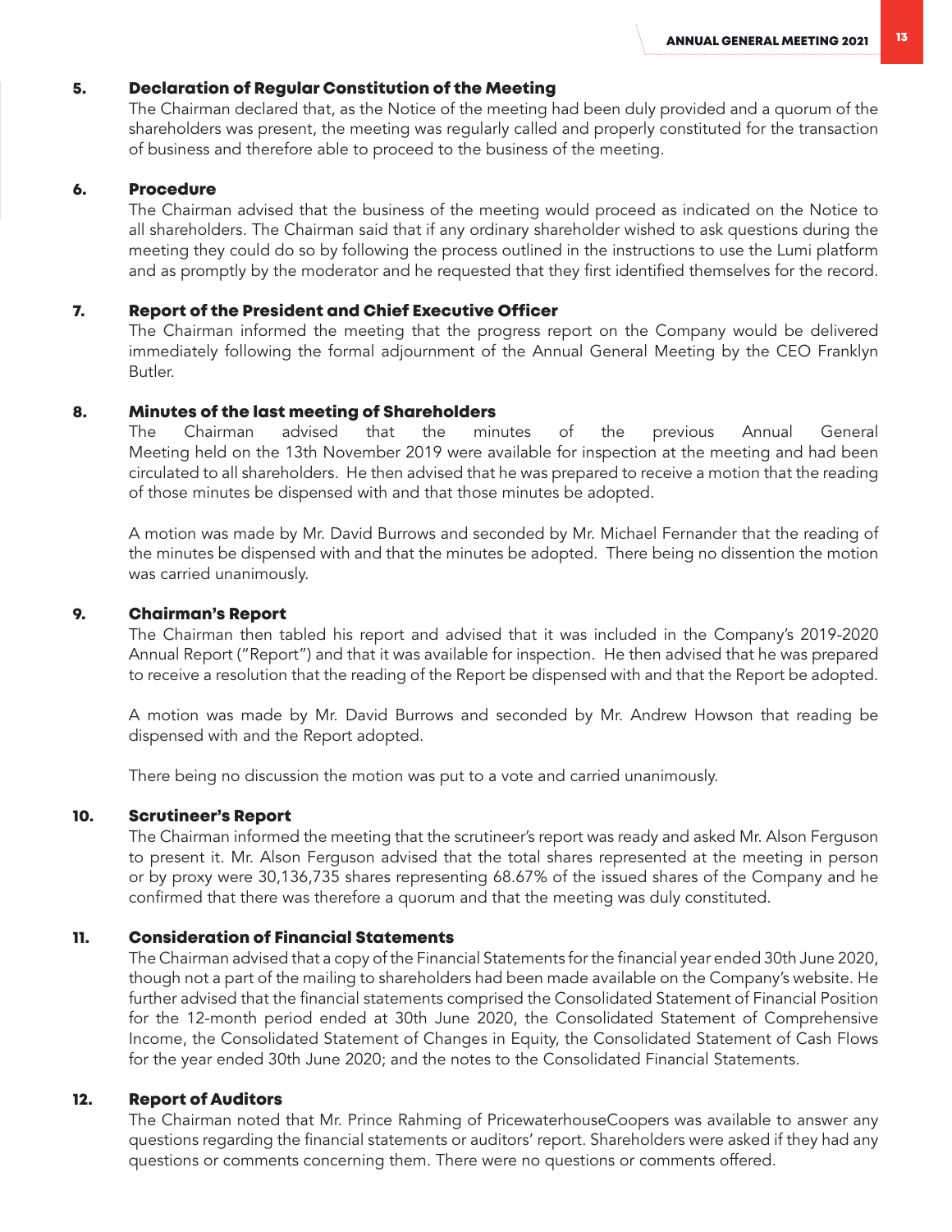## 5. Declaration of Regular Constitution of the Meeting

The Chairman declared that, as the Notice of the meeting had been duly provided and a quorum of the shareholders was present, the meeting was regularly called and properly constituted for the transaction of business and therefore able to proceed to the business of the meeting.

## 6. Procedure

The Chairman advised that the business of the meeting would proceed as indicated on the Notice to all shareholders. The Chairman said that if any ordinary shareholder wished to ask questions during the meeting they could do so by following the process outlined in the instructions to use the Lumi platform and as promptly by the moderator and he requested that they first identified themselves for the record.

## 7. Report of the President and Chief Executive Officer

The Chairman informed the meeting that the progress report on the Company would be delivered immediately following the formal adjournment of the Annual General Meeting by the CEO Franklyn Butler.

## 8. Minutes of the last meeting of Shareholders

The Chairman advised that the minutes of the previous Annual General Meeting held on the 13th November 2019 were available for inspection at the meeting and had been circulated to all shareholders. He then advised that he was prepared to receive a motion that the reading of those minutes be dispensed with and that those minutes be adopted.

A motion was made by Mr. David Burrows and seconded by Mr. Michael Fernander that the reading of the minutes be dispensed with and that the minutes be adopted. There being no dissention the motion was carried unanimously.

## 9. Chairman's Report

The Chairman then tabled his report and advised that it was included in the Company's 2019-2020 Annual Report ("Report") and that it was available for inspection. He then advised that he was prepared to receive a resolution that the reading of the Report be dispensed with and that the Report be adopted.

A motion was made by Mr. David Burrows and seconded by Mr. Andrew Howson that reading be dispensed with and the Report adopted.

There being no discussion the motion was put to a vote and carried unanimously.

## 10. Scrutineer's Report

The Chairman informed the meeting that the scrutineer's report was ready and asked Mr. Alson Ferguson to present it. Mr. Alson Ferguson advised that the total shares represented at the meeting in person or by proxy were 30,136,735 shares representing 68.67% of the issued shares of the Company and he confirmed that there was therefore a quorum and that the meeting was duly constituted.

## 11. Consideration of Financial Statements

The Chairman advised that a copy of the Financial Statements for the financial year ended 30th June 2020, though not a part of the mailing to shareholders had been made available on the Company's website. He further advised that the financial statements comprised the Consolidated Statement of Financial Position for the 12-month period ended at 30th June 2020, the Consolidated Statement of Comprehensive Income, the Consolidated Statement of Changes in Equity, the Consolidated Statement of Cash Flows for the year ended 30th June 2020; and the notes to the Consolidated Financial Statements.

## 12. Report of Auditors

The Chairman noted that Mr. Prince Rahming of PricewaterhouseCoopers was available to answer any questions regarding the financial statements or auditors' report. Shareholders were asked if they had any questions or comments concerning them. There were no questions or comments offered.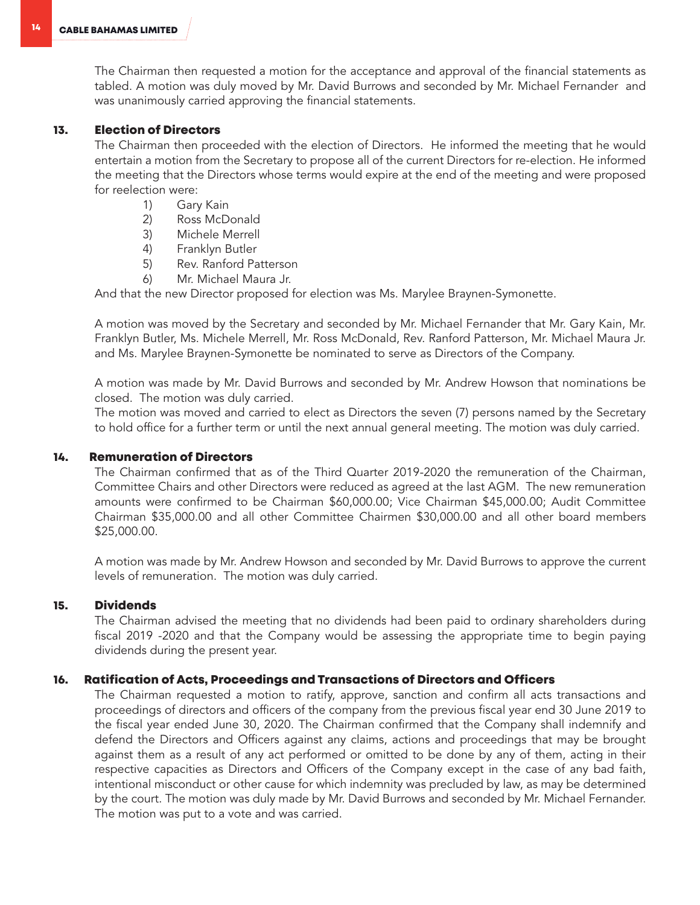The Chairman then requested a motion for the acceptance and approval of the financial statements as tabled. A motion was duly moved by Mr. David Burrows and seconded by Mr. Michael Fernander and was unanimously carried approving the financial statements.

### 13. Election of Directors

The Chairman then proceeded with the election of Directors. He informed the meeting that he would entertain a motion from the Secretary to propose all of the current Directors for re-election. He informed the meeting that the Directors whose terms would expire at the end of the meeting and were proposed for reelection were:

1) Gary Kain
2) Ross McDonald
3) Michele Merrell
4) Franklyn Butler
5) Rev. Ranford Patterson
6) Mr. Michael Maura Jr.

And that the new Director proposed for election was Ms. Marylee Braynen-Symonette.

A motion was moved by the Secretary and seconded by Mr. Michael Fernander that Mr. Gary Kain, Mr. Franklyn Butler, Ms. Michele Merrell, Mr. Ross McDonald, Rev. Ranford Patterson, Mr. Michael Maura Jr. and Ms. Marylee Braynen-Symonette be nominated to serve as Directors of the Company.

A motion was made by Mr. David Burrows and seconded by Mr. Andrew Howson that nominations be closed. The motion was duly carried.

The motion was moved and carried to elect as Directors the seven (7) persons named by the Secretary to hold office for a further term or until the next annual general meeting. The motion was duly carried.

### 14. Remuneration of Directors

The Chairman confirmed that as of the Third Quarter 2019-2020 the remuneration of the Chairman, Committee Chairs and other Directors were reduced as agreed at the last AGM. The new remuneration amounts were confirmed to be Chairman $60,000.00; Vice Chairman $45,000.00; Audit Committee Chairman $35,000.00 and all other Committee Chairmen $30,000.00 and all other board members $25,000.00.

A motion was made by Mr. Andrew Howson and seconded by Mr. David Burrows to approve the current levels of remuneration. The motion was duly carried.

### 15. Dividends

The Chairman advised the meeting that no dividends had been paid to ordinary shareholders during fiscal 2019 -2020 and that the Company would be assessing the appropriate time to begin paying dividends during the present year.

### 16. Ratification of Acts, Proceedings and Transactions of Directors and Officers

The Chairman requested a motion to ratify, approve, sanction and confirm all acts transactions and proceedings of directors and officers of the company from the previous fiscal year end 30 June 2019 to the fiscal year ended June 30, 2020. The Chairman confirmed that the Company shall indemnify and defend the Directors and Officers against any claims, actions and proceedings that may be brought against them as a result of any act performed or omitted to be done by any of them, acting in their respective capacities as Directors and Officers of the Company except in the case of any bad faith, intentional misconduct or other cause for which indemnity was precluded by law, as may be determined by the court. The motion was duly made by Mr. David Burrows and seconded by Mr. Michael Fernander. The motion was put to a vote and was carried.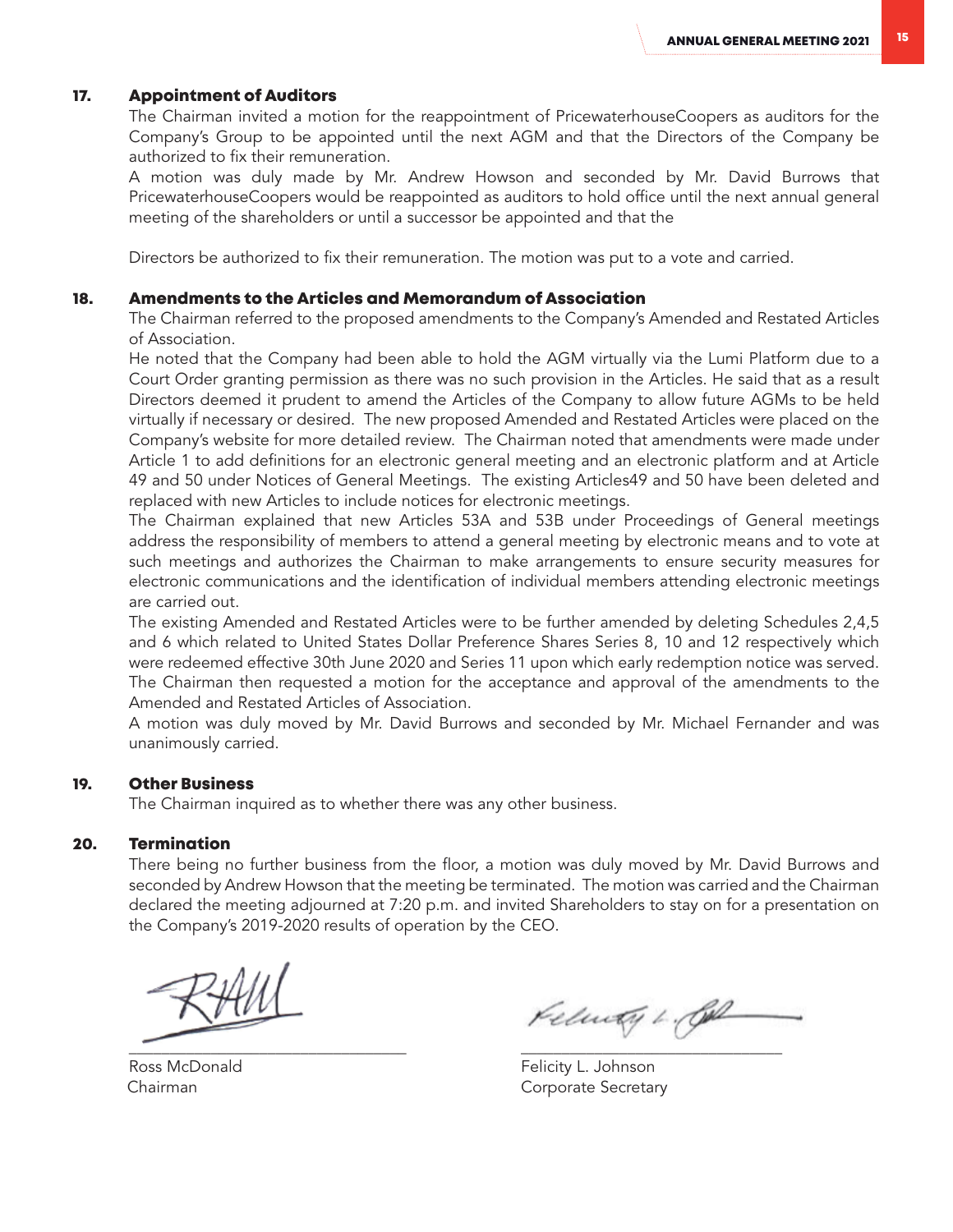**17. Appointment of Auditors**

The Chairman invited a motion for the reappointment of PricewaterhouseCoopers as auditors for the Company's Group to be appointed until the next AGM and that the Directors of the Company be authorized to fix their remuneration.

A motion was duly made by Mr. Andrew Howson and seconded by Mr. David Burrows that PricewaterhouseCoopers would be reappointed as auditors to hold office until the next annual general meeting of the shareholders or until a successor be appointed and that the

Directors be authorized to fix their remuneration. The motion was put to a vote and carried.

**18. Amendments to the Articles and Memorandum of Association**

The Chairman referred to the proposed amendments to the Company's Amended and Restated Articles of Association.

He noted that the Company had been able to hold the AGM virtually via the Lumi Platform due to a Court Order granting permission as there was no such provision in the Articles. He said that as a result Directors deemed it prudent to amend the Articles of the Company to allow future AGMs to be held virtually if necessary or desired. The new proposed Amended and Restated Articles were placed on the Company's website for more detailed review. The Chairman noted that amendments were made under Article 1 to add definitions for an electronic general meeting and an electronic platform and at Article 49 and 50 under Notices of General Meetings. The existing Articles49 and 50 have been deleted and replaced with new Articles to include notices for electronic meetings.

The Chairman explained that new Articles 53A and 53B under Proceedings of General meetings address the responsibility of members to attend a general meeting by electronic means and to vote at such meetings and authorizes the Chairman to make arrangements to ensure security measures for electronic communications and the identification of individual members attending electronic meetings are carried out.

The existing Amended and Restated Articles were to be further amended by deleting Schedules 2,4,5 and 6 which related to United States Dollar Preference Shares Series 8, 10 and 12 respectively which were redeemed effective 30th June 2020 and Series 11 upon which early redemption notice was served.

The Chairman then requested a motion for the acceptance and approval of the amendments to the Amended and Restated Articles of Association.

A motion was duly moved by Mr. David Burrows and seconded by Mr. Michael Fernander and was unanimously carried.

**19. Other Business**

The Chairman inquired as to whether there was any other business.

**20. Termination**

There being no further business from the floor, a motion was duly moved by Mr. David Burrows and seconded by Andrew Howson that the meeting be terminated. The motion was carried and the Chairman declared the meeting adjourned at 7:20 p.m. and invited Shareholders to stay on for a presentation on the Company's 2019-2020 results of operation by the CEO.

\_\_\_\_\_\_\_\_\_\_\_\_\_\_\_\_\_\_\_\_\_\_\_\_\_\_\_\_\_\_\_\_
Ross McDonald
Chairman

\_\_\_\_\_\_\_\_\_\_\_\_\_\_\_\_\_\_\_\_\_\_\_\_\_\_\_\_\_\_\_\_
Felicity L. Johnson
Corporate Secretary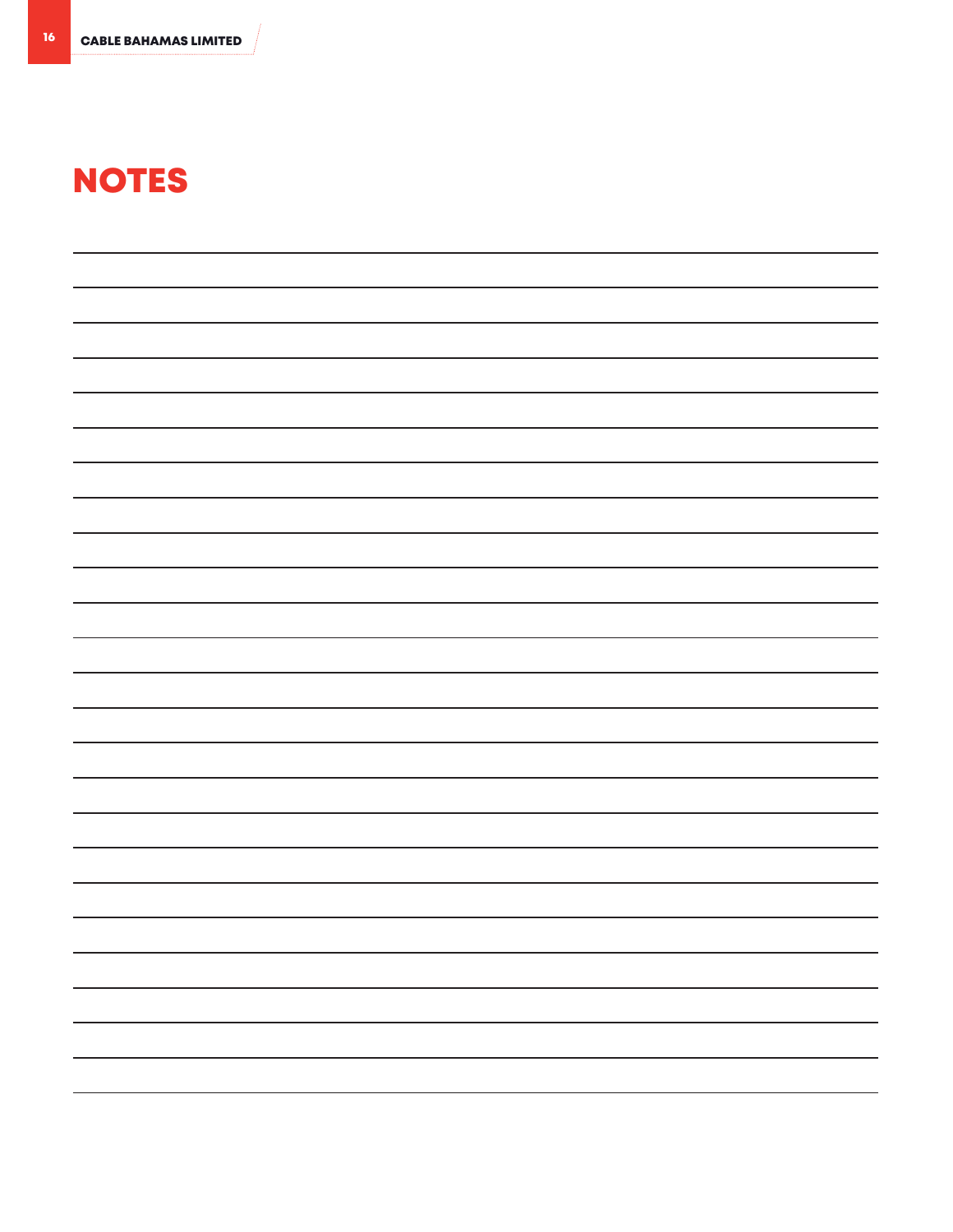# NOTES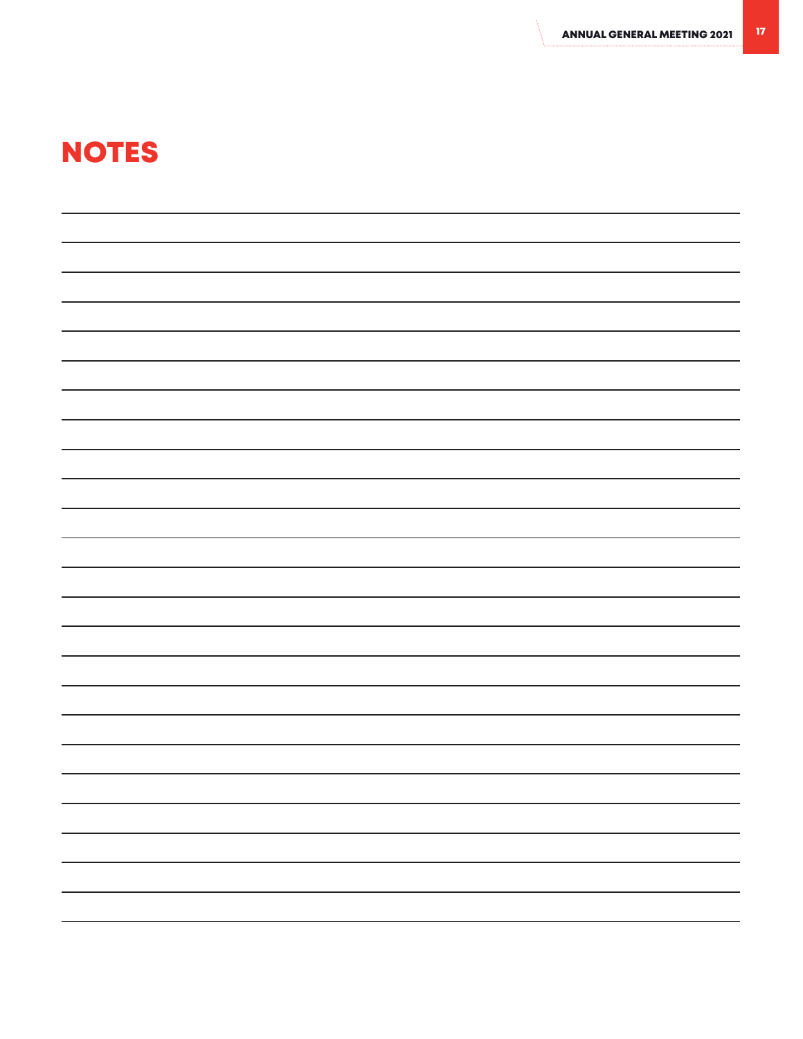# NOTES